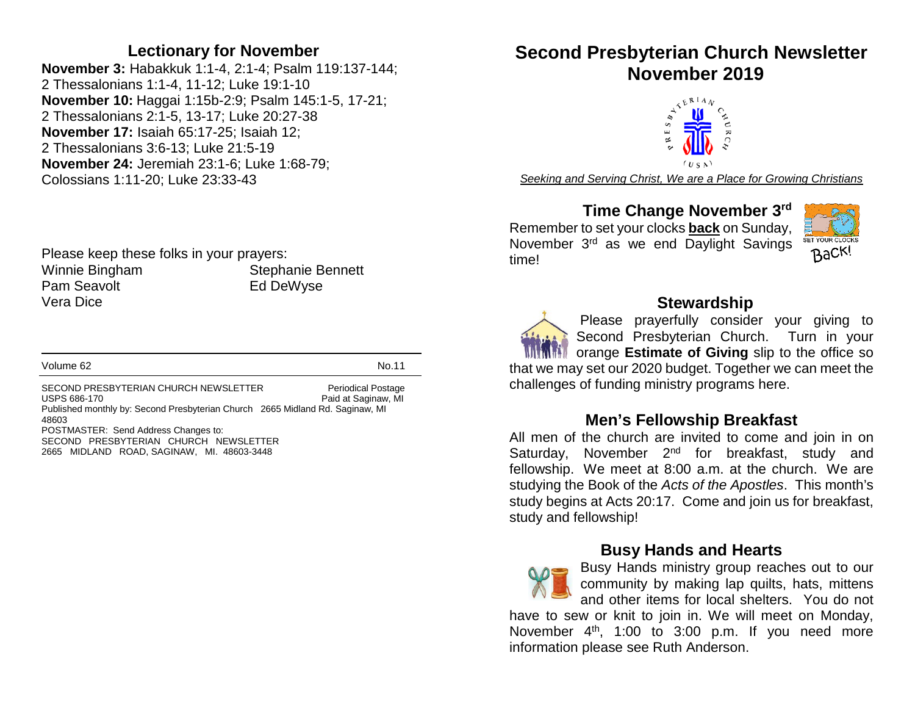# Second Presbyterian Church Newsletter November 2019

*Seeking and Serving Christ, We are a Place for Growing Christians*

## Time Change November 3rd

Remember to set your clocks **back** on Sunday, November 3rd as we end Daylight Savings time!

## Stewardship

Please prayerfully consider your giving to Second Presbyterian Church. Turn in your orange **Estimate of Giving** slip to the office so that we may set our 2020 budget. Together we can meet the challenges of funding ministry programs here.

## Men's Fellowship Breakfast

All men of the church are invited to come and join in on Saturday, November 2nd for breakfast, study and fellowship. We meet at 8:00 a.m. at the church. We are studying the Book of the *Acts of the Apostles*. This month's study begins at Acts 20:17. Come and join us for breakfast, study and fellowship!

## Busy Hands and Hearts

Busy Hands ministry group reaches out to our community by making lap quilts, hats, mittens and other items for local shelters. You do not have to sew or knit to join in. We will meet on Monday, November 4th, 1:00 to 3:00 p.m. If you need more information please see Ruth Anderson.

## Lectionary for November

**November 3:** Habakkuk 1:1-4, 2:1-4; Psalm 119:137-144; 2 Thessalonians 1:1-4, 11-12; Luke 19:1-10
**November 10:** Haggai 1:15b-2:9; Psalm 145:1-5, 17-21; 2 Thessalonians 2:1-5, 13-17; Luke 20:27-38
**November 17:** Isaiah 65:17-25; Isaiah 12; 2 Thessalonians 3:6-13; Luke 21:5-19
**November 24:** Jeremiah 23:1-6; Luke 1:68-79; Colossians 1:11-20; Luke 23:33-43

Please keep these folks in your prayers:

- Winnie Bingham
- Stephanie Bennett
- Pam Seavolt
- Ed DeWyse
- Vera Dice

Volume 62 No.11

SECOND PRESBYTERIAN CHURCH NEWSLETTER Periodical Postage
USPS 686-170 Paid at Saginaw, MI
Published monthly by: Second Presbyterian Church 2665 Midland Rd. Saginaw, MI 48603
POSTMASTER: Send Address Changes to:
SECOND PRESBYTERIAN CHURCH NEWSLETTER
2665 MIDLAND ROAD, SAGINAW, MI. 48603-3448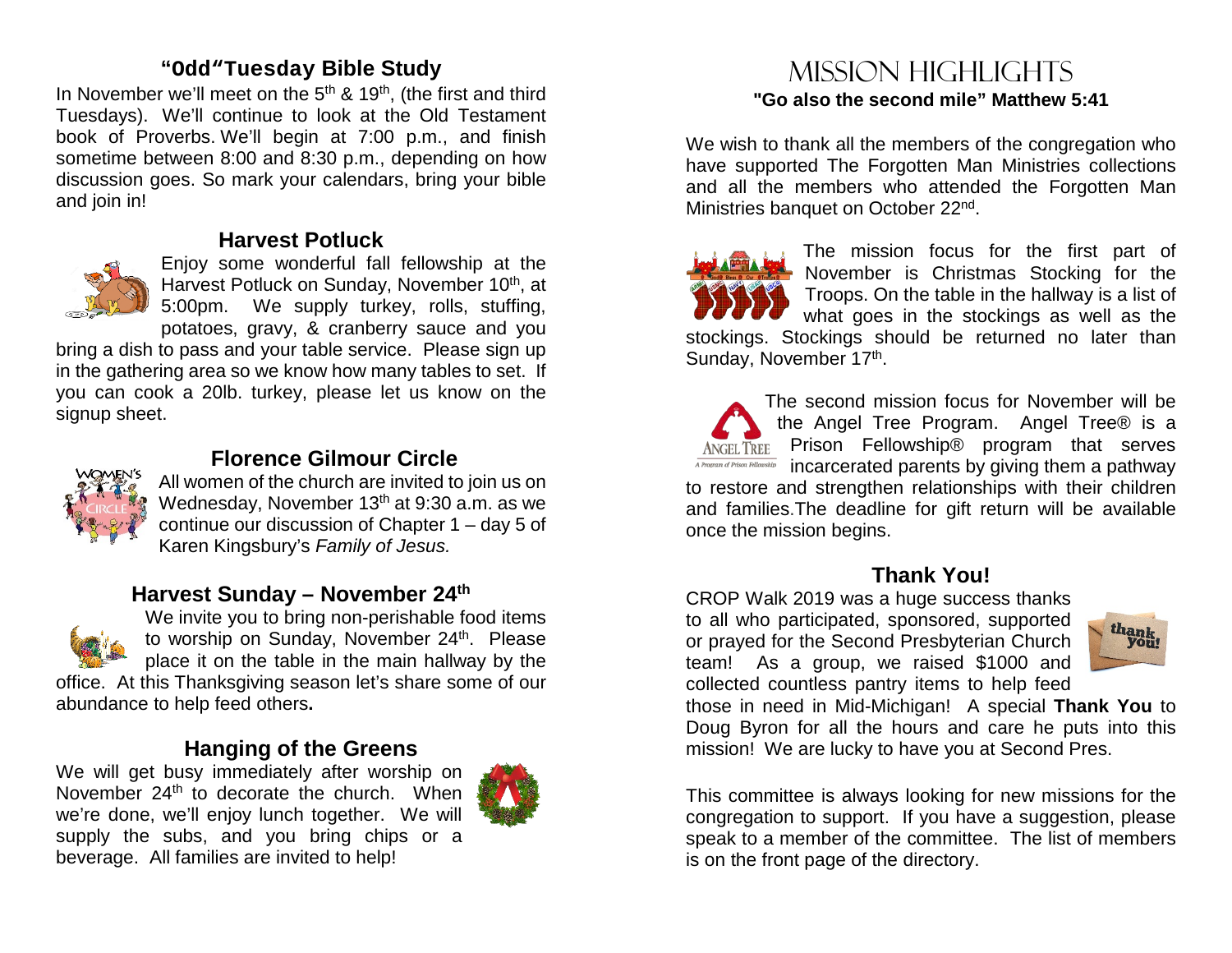## "Odd"Tuesday Bible Study

In November we'll meet on the 5th & 19th, (the first and third Tuesdays). We'll continue to look at the Old Testament book of Proverbs. We'll begin at 7:00 p.m., and finish sometime between 8:00 and 8:30 p.m., depending on how discussion goes. So mark your calendars, bring your bible and join in!

## Harvest Potluck

Enjoy some wonderful fall fellowship at the Harvest Potluck on Sunday, November 10th, at 5:00pm. We supply turkey, rolls, stuffing, potatoes, gravy, & cranberry sauce and you bring a dish to pass and your table service. Please sign up in the gathering area so we know how many tables to set. If you can cook a 20lb. turkey, please let us know on the signup sheet.

## Florence Gilmour Circle

All women of the church are invited to join us on Wednesday, November 13th at 9:30 a.m. as we continue our discussion of Chapter 1 – day 5 of Karen Kingsbury's *Family of Jesus.*

## Harvest Sunday – November 24th

We invite you to bring non-perishable food items to worship on Sunday, November 24th. Please place it on the table in the main hallway by the office. At this Thanksgiving season let's share some of our abundance to help feed others**.**

## Hanging of the Greens

We will get busy immediately after worship on November 24th to decorate the church. When we're done, we'll enjoy lunch together. We will supply the subs, and you bring chips or a beverage. All families are invited to help!

# Mission Highlights

**"Go also the second mile" Matthew 5:41**

We wish to thank all the members of the congregation who have supported The Forgotten Man Ministries collections and all the members who attended the Forgotten Man Ministries banquet on October 22nd.

The mission focus for the first part of November is Christmas Stocking for the Troops. On the table in the hallway is a list of what goes in the stockings as well as the stockings. Stockings should be returned no later than Sunday, November 17th.

The second mission focus for November will be the Angel Tree Program. Angel Tree® is a Prison Fellowship® program that serves incarcerated parents by giving them a pathway to restore and strengthen relationships with their children and families.The deadline for gift return will be available once the mission begins.

## Thank You!

CROP Walk 2019 was a huge success thanks to all who participated, sponsored, supported or prayed for the Second Presbyterian Church team! As a group, we raised $1000 and collected countless pantry items to help feed those in need in Mid-Michigan! A special **Thank You** to Doug Byron for all the hours and care he puts into this mission! We are lucky to have you at Second Pres.

This committee is always looking for new missions for the congregation to support. If you have a suggestion, please speak to a member of the committee. The list of members is on the front page of the directory.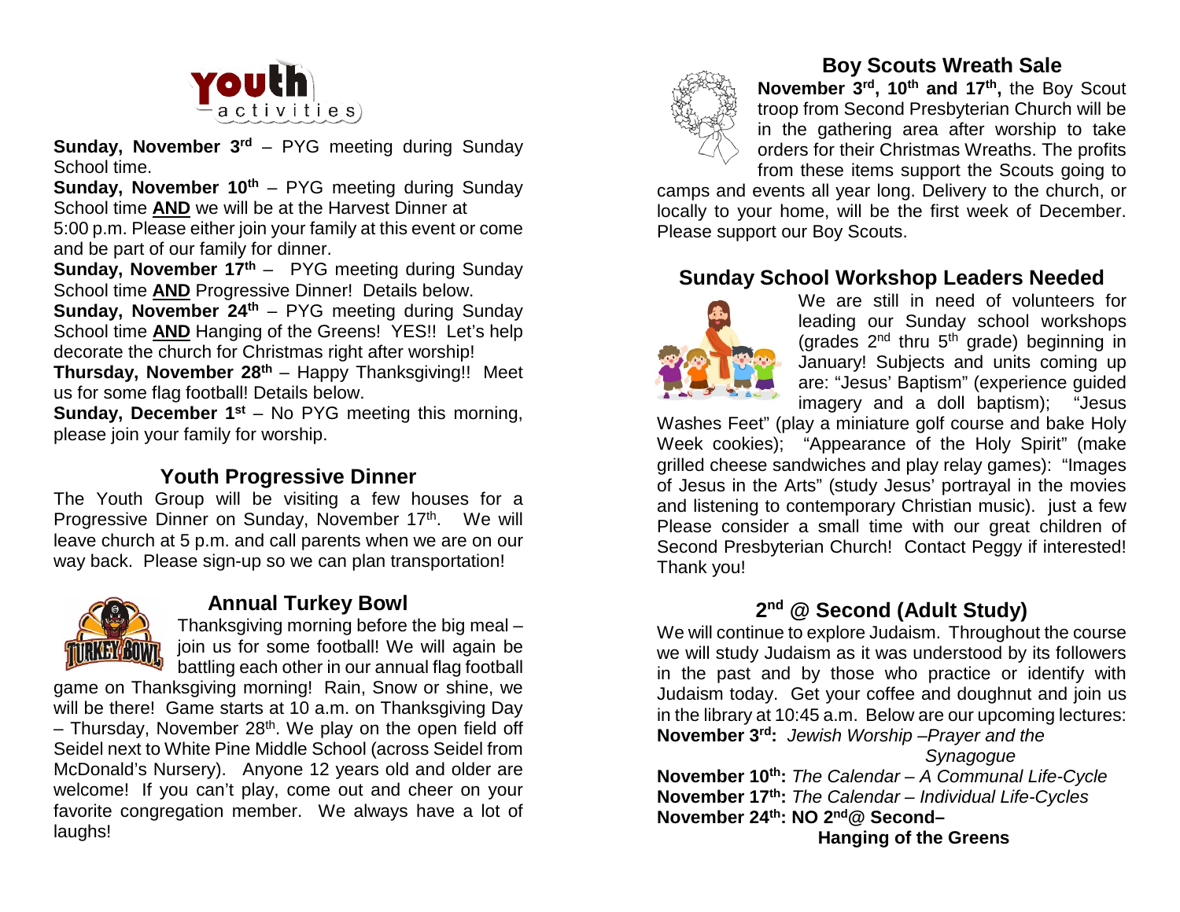# Youth activities

**Sunday, November 3rd** – PYG meeting during Sunday School time.

**Sunday, November 10th** – PYG meeting during Sunday School time **AND** we will be at the Harvest Dinner at 5:00 p.m. Please either join your family at this event or come and be part of our family for dinner.

**Sunday, November 17th** – PYG meeting during Sunday School time **AND** Progressive Dinner! Details below.

**Sunday, November 24th** – PYG meeting during Sunday School time **AND** Hanging of the Greens! YES!! Let's help decorate the church for Christmas right after worship!

**Thursday, November 28th** – Happy Thanksgiving!! Meet us for some flag football! Details below.

**Sunday, December 1st** – No PYG meeting this morning, please join your family for worship.

## Youth Progressive Dinner

The Youth Group will be visiting a few houses for a Progressive Dinner on Sunday, November 17th. We will leave church at 5 p.m. and call parents when we are on our way back. Please sign-up so we can plan transportation!

## Annual Turkey Bowl

Thanksgiving morning before the big meal – join us for some football! We will again be battling each other in our annual flag football game on Thanksgiving morning! Rain, Snow or shine, we will be there! Game starts at 10 a.m. on Thanksgiving Day – Thursday, November 28th. We play on the open field off Seidel next to White Pine Middle School (across Seidel from McDonald's Nursery). Anyone 12 years old and older are welcome! If you can't play, come out and cheer on your favorite congregation member. We always have a lot of laughs!

## Boy Scouts Wreath Sale

**November 3rd, 10th and 17th,** the Boy Scout troop from Second Presbyterian Church will be in the gathering area after worship to take orders for their Christmas Wreaths. The profits from these items support the Scouts going to camps and events all year long. Delivery to the church, or locally to your home, will be the first week of December. Please support our Boy Scouts.

## Sunday School Workshop Leaders Needed

We are still in need of volunteers for leading our Sunday school workshops (grades 2nd thru 5th grade) beginning in January! Subjects and units coming up are: "Jesus' Baptism" (experience guided imagery and a doll baptism); "Jesus Washes Feet" (play a miniature golf course and bake Holy Week cookies); "Appearance of the Holy Spirit" (make grilled cheese sandwiches and play relay games): "Images of Jesus in the Arts" (study Jesus' portrayal in the movies and listening to contemporary Christian music). just a few Please consider a small time with our great children of Second Presbyterian Church! Contact Peggy if interested! Thank you!

## 2nd @ Second (Adult Study)

We will continue to explore Judaism. Throughout the course we will study Judaism as it was understood by its followers in the past and by those who practice or identify with Judaism today. Get your coffee and doughnut and join us in the library at 10:45 a.m. Below are our upcoming lectures:

**November 3rd:** *Jewish Worship –Prayer and the Synagogue*

**November 10th:** *The Calendar – A Communal Life-Cycle*

**November 17th:** *The Calendar – Individual Life-Cycles*

**November 24th: NO 2nd@ Second– Hanging of the Greens**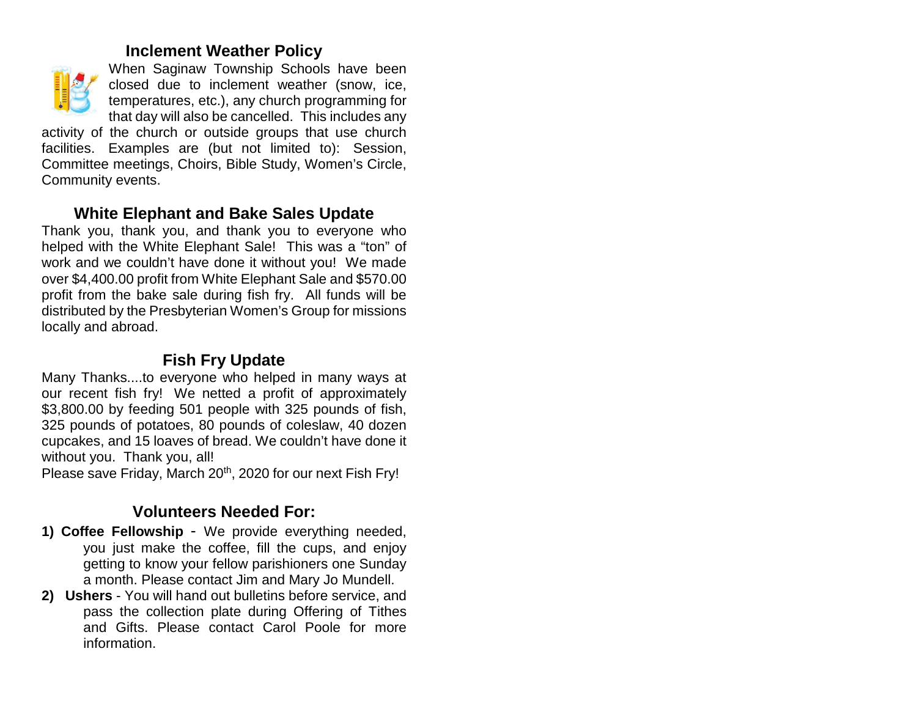## Inclement Weather Policy

When Saginaw Township Schools have been closed due to inclement weather (snow, ice, temperatures, etc.), any church programming for that day will also be cancelled. This includes any activity of the church or outside groups that use church facilities. Examples are (but not limited to): Session, Committee meetings, Choirs, Bible Study, Women's Circle, Community events.

## White Elephant and Bake Sales Update

Thank you, thank you, and thank you to everyone who helped with the White Elephant Sale! This was a "ton" of work and we couldn't have done it without you! We made over $4,400.00 profit from White Elephant Sale and $570.00 profit from the bake sale during fish fry. All funds will be distributed by the Presbyterian Women's Group for missions locally and abroad.

## Fish Fry Update

Many Thanks....to everyone who helped in many ways at our recent fish fry! We netted a profit of approximately $3,800.00 by feeding 501 people with 325 pounds of fish, 325 pounds of potatoes, 80 pounds of coleslaw, 40 dozen cupcakes, and 15 loaves of bread. We couldn't have done it without you. Thank you, all!

Please save Friday, March 20th, 2020 for our next Fish Fry!

## Volunteers Needed For:

1) **Coffee Fellowship** - We provide everything needed, you just make the coffee, fill the cups, and enjoy getting to know your fellow parishioners one Sunday a month. Please contact Jim and Mary Jo Mundell.
2) **Ushers** - You will hand out bulletins before service, and pass the collection plate during Offering of Tithes and Gifts. Please contact Carol Poole for more information.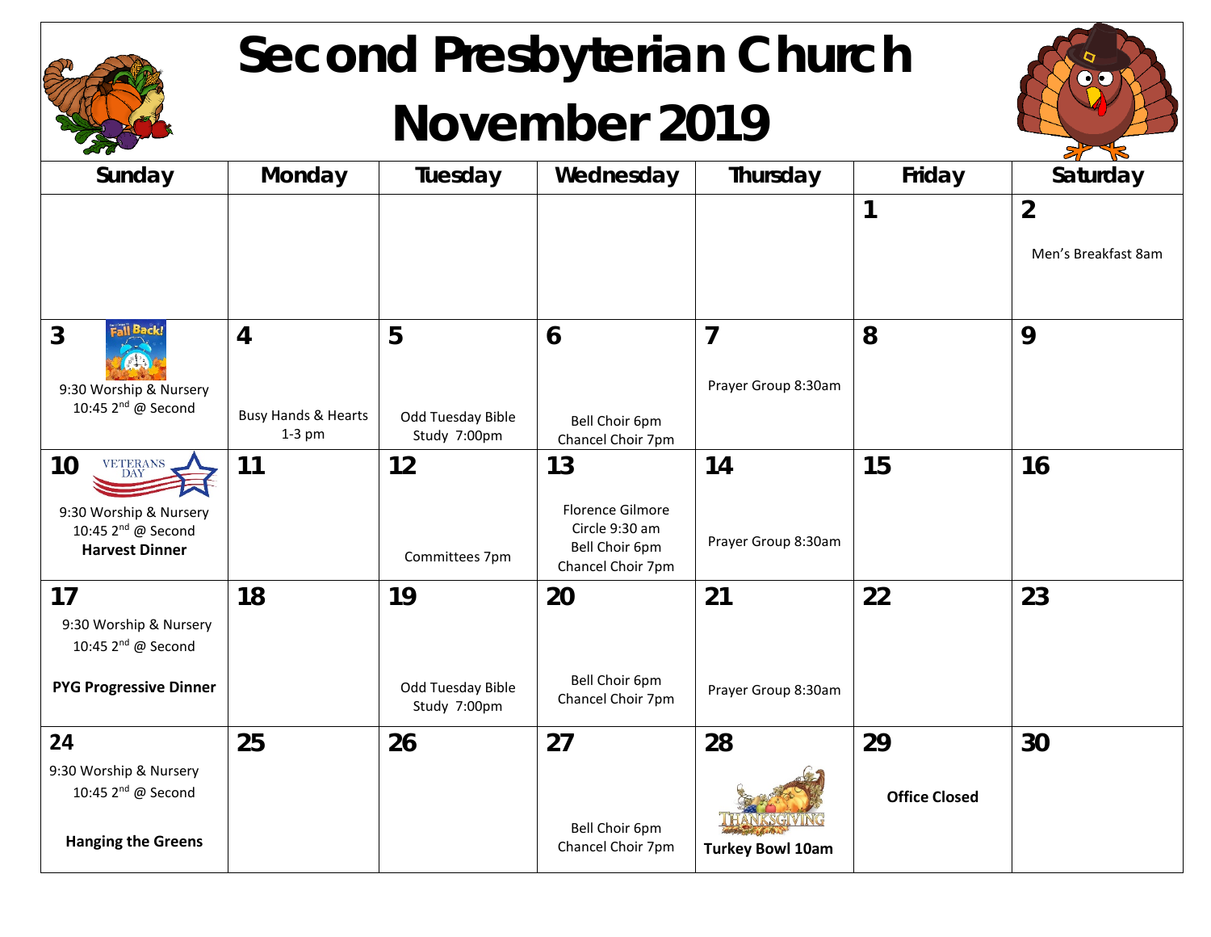# Second Presbyterian Church
# November 2019

| Sunday | Monday | Tuesday | Wednesday | Thursday | Friday | Saturday |
|---|---|---|---|---|---|---|
| | | | | | **1** | **2** Men's Breakfast 8am |
| **3** Fall Back! 9:30 Worship & Nursery 10:45 2nd @ Second | **4** Busy Hands & Hearts 1-3 pm | **5** Odd Tuesday Bible Study 7:00pm | **6** Bell Choir 6pm Chancel Choir 7pm | **7** Prayer Group 8:30am | **8** | **9** |
| **10** Veterans Day 9:30 Worship & Nursery 10:45 2nd @ Second **Harvest Dinner** | **11** | **12** Committees 7pm | **13** Florence Gilmore Circle 9:30 am Bell Choir 6pm Chancel Choir 7pm | **14** Prayer Group 8:30am | **15** | **16** |
| **17** 9:30 Worship & Nursery 10:45 2nd @ Second **PYG Progressive Dinner** | **18** | **19** Odd Tuesday Bible Study 7:00pm | **20** Bell Choir 6pm Chancel Choir 7pm | **21** Prayer Group 8:30am | **22** | **23** |
| **24** 9:30 Worship & Nursery 10:45 2nd @ Second **Hanging the Greens** | **25** | **26** | **27** Bell Choir 6pm Chancel Choir 7pm | **28** Thanksgiving **Turkey Bowl 10am** | **29** **Office Closed** | **30** |